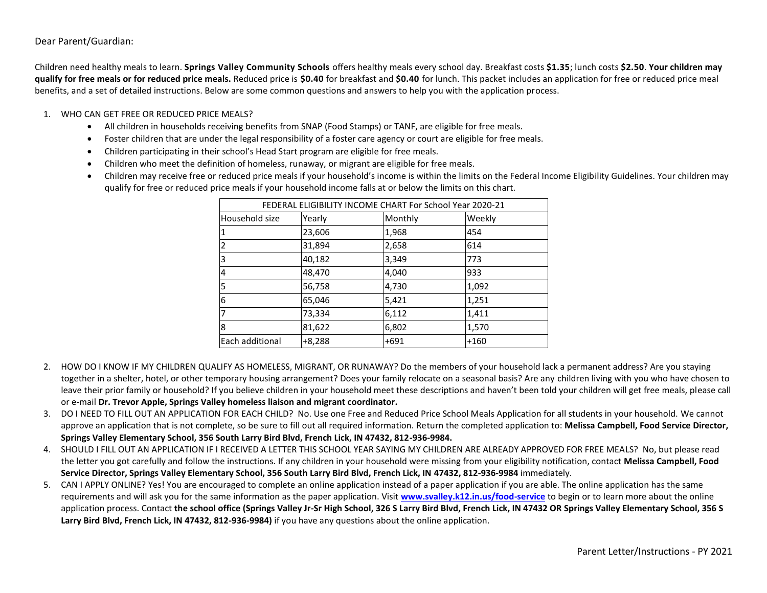Dear Parent/Guardian:

Children need healthy meals to learn. **Springs Valley Community Schools** offers healthy meals every school day. Breakfast costs **$1.35**; lunch costs **$2.50**. **Your children may qualify for free meals or for reduced price meals.** Reduced price is **$0.40** for breakfast and **$0.40** for lunch. This packet includes an application for free or reduced price meal benefits, and a set of detailed instructions. Below are some common questions and answers to help you with the application process.

1. WHO CAN GET FREE OR REDUCED PRICE MEALS?
   - All children in households receiving benefits from SNAP (Food Stamps) or TANF, are eligible for free meals.
   - Foster children that are under the legal responsibility of a foster care agency or court are eligible for free meals.
   - Children participating in their school's Head Start program are eligible for free meals.
   - Children who meet the definition of homeless, runaway, or migrant are eligible for free meals.
   - Children may receive free or reduced price meals if your household's income is within the limits on the Federal Income Eligibility Guidelines. Your children may qualify for free or reduced price meals if your household income falls at or below the limits on this chart.

| FEDERAL ELIGIBILITY INCOME CHART For School Year 2020-21 | | | |
|---|---|---|---|
| Household size | Yearly | Monthly | Weekly |
| 1 | 23,606 | 1,968 | 454 |
| 2 | 31,894 | 2,658 | 614 |
| 3 | 40,182 | 3,349 | 773 |
| 4 | 48,470 | 4,040 | 933 |
| 5 | 56,758 | 4,730 | 1,092 |
| 6 | 65,046 | 5,421 | 1,251 |
| 7 | 73,334 | 6,112 | 1,411 |
| 8 | 81,622 | 6,802 | 1,570 |
| Each additional | +8,288 | +691 | +160 |

2. HOW DO I KNOW IF MY CHILDREN QUALIFY AS HOMELESS, MIGRANT, OR RUNAWAY? Do the members of your household lack a permanent address? Are you staying together in a shelter, hotel, or other temporary housing arrangement? Does your family relocate on a seasonal basis? Are any children living with you who have chosen to leave their prior family or household? If you believe children in your household meet these descriptions and haven't been told your children will get free meals, please call or e-mail **Dr. Trevor Apple, Springs Valley homeless liaison and migrant coordinator.**
3. DO I NEED TO FILL OUT AN APPLICATION FOR EACH CHILD? No. Use one Free and Reduced Price School Meals Application for all students in your household. We cannot approve an application that is not complete, so be sure to fill out all required information. Return the completed application to: **Melissa Campbell, Food Service Director, Springs Valley Elementary School, 356 South Larry Bird Blvd, French Lick, IN 47432, 812-936-9984.**
4. SHOULD I FILL OUT AN APPLICATION IF I RECEIVED A LETTER THIS SCHOOL YEAR SAYING MY CHILDREN ARE ALREADY APPROVED FOR FREE MEALS? No, but please read the letter you got carefully and follow the instructions. If any children in your household were missing from your eligibility notification, contact **Melissa Campbell, Food Service Director, Springs Valley Elementary School, 356 South Larry Bird Blvd, French Lick, IN 47432, 812-936-9984** immediately.
5. CAN I APPLY ONLINE? Yes! You are encouraged to complete an online application instead of a paper application if you are able. The online application has the same requirements and will ask you for the same information as the paper application. Visit **[www.svalley.k12.in.us/food-service](www.svalley.k12.in.us/food-service)** to begin or to learn more about the online application process. Contact **the school office (Springs Valley Jr-Sr High School, 326 S Larry Bird Blvd, French Lick, IN 47432 OR Springs Valley Elementary School, 356 S Larry Bird Blvd, French Lick, IN 47432, 812-936-9984)** if you have any questions about the online application.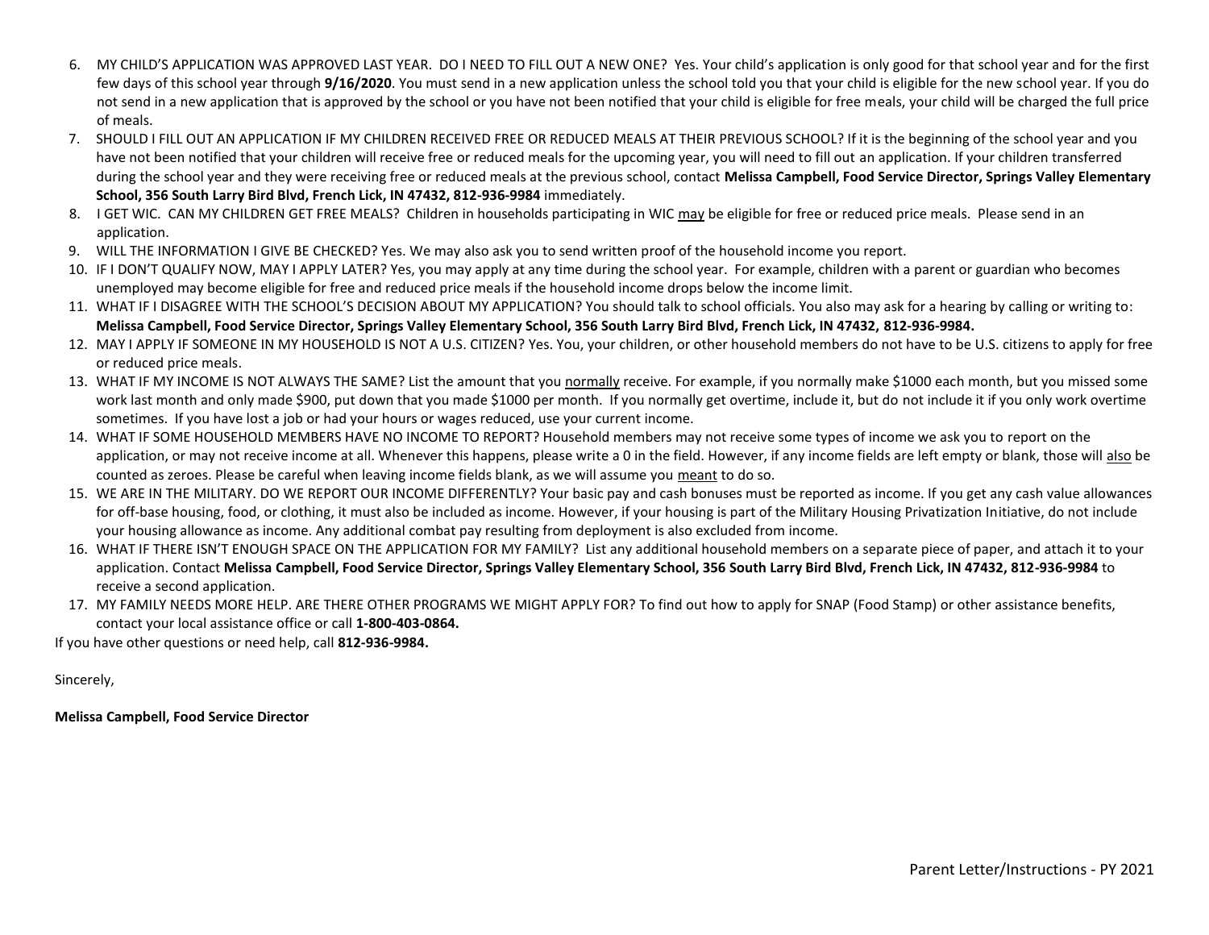6. MY CHILD'S APPLICATION WAS APPROVED LAST YEAR. DO I NEED TO FILL OUT A NEW ONE? Yes. Your child's application is only good for that school year and for the first few days of this school year through **9/16/2020**. You must send in a new application unless the school told you that your child is eligible for the new school year. If you do not send in a new application that is approved by the school or you have not been notified that your child is eligible for free meals, your child will be charged the full price of meals.
7. SHOULD I FILL OUT AN APPLICATION IF MY CHILDREN RECEIVED FREE OR REDUCED MEALS AT THEIR PREVIOUS SCHOOL? If it is the beginning of the school year and you have not been notified that your children will receive free or reduced meals for the upcoming year, you will need to fill out an application. If your children transferred during the school year and they were receiving free or reduced meals at the previous school, contact **Melissa Campbell, Food Service Director, Springs Valley Elementary School, 356 South Larry Bird Blvd, French Lick, IN 47432, 812-936-9984** immediately.
8. I GET WIC. CAN MY CHILDREN GET FREE MEALS? Children in households participating in WIC <u>may</u> be eligible for free or reduced price meals. Please send in an application.
9. WILL THE INFORMATION I GIVE BE CHECKED? Yes. We may also ask you to send written proof of the household income you report.
10. IF I DON'T QUALIFY NOW, MAY I APPLY LATER? Yes, you may apply at any time during the school year. For example, children with a parent or guardian who becomes unemployed may become eligible for free and reduced price meals if the household income drops below the income limit.
11. WHAT IF I DISAGREE WITH THE SCHOOL'S DECISION ABOUT MY APPLICATION? You should talk to school officials. You also may ask for a hearing by calling or writing to: **Melissa Campbell, Food Service Director, Springs Valley Elementary School, 356 South Larry Bird Blvd, French Lick, IN 47432, 812-936-9984.**
12. MAY I APPLY IF SOMEONE IN MY HOUSEHOLD IS NOT A U.S. CITIZEN? Yes. You, your children, or other household members do not have to be U.S. citizens to apply for free or reduced price meals.
13. WHAT IF MY INCOME IS NOT ALWAYS THE SAME? List the amount that you <u>normally</u> receive. For example, if you normally make $1000 each month, but you missed some work last month and only made $900, put down that you made $1000 per month. If you normally get overtime, include it, but do not include it if you only work overtime sometimes. If you have lost a job or had your hours or wages reduced, use your current income.
14. WHAT IF SOME HOUSEHOLD MEMBERS HAVE NO INCOME TO REPORT? Household members may not receive some types of income we ask you to report on the application, or may not receive income at all. Whenever this happens, please write a 0 in the field. However, if any income fields are left empty or blank, those will <u>also</u> be counted as zeroes. Please be careful when leaving income fields blank, as we will assume you <u>meant</u> to do so.
15. WE ARE IN THE MILITARY. DO WE REPORT OUR INCOME DIFFERENTLY? Your basic pay and cash bonuses must be reported as income. If you get any cash value allowances for off-base housing, food, or clothing, it must also be included as income. However, if your housing is part of the Military Housing Privatization Initiative, do not include your housing allowance as income. Any additional combat pay resulting from deployment is also excluded from income.
16. WHAT IF THERE ISN'T ENOUGH SPACE ON THE APPLICATION FOR MY FAMILY? List any additional household members on a separate piece of paper, and attach it to your application. Contact **Melissa Campbell, Food Service Director, Springs Valley Elementary School, 356 South Larry Bird Blvd, French Lick, IN 47432, 812-936-9984** to receive a second application.
17. MY FAMILY NEEDS MORE HELP. ARE THERE OTHER PROGRAMS WE MIGHT APPLY FOR? To find out how to apply for SNAP (Food Stamp) or other assistance benefits, contact your local assistance office or call **1-800-403-0864.**

If you have other questions or need help, call **812-936-9984.**

Sincerely,

**Melissa Campbell, Food Service Director**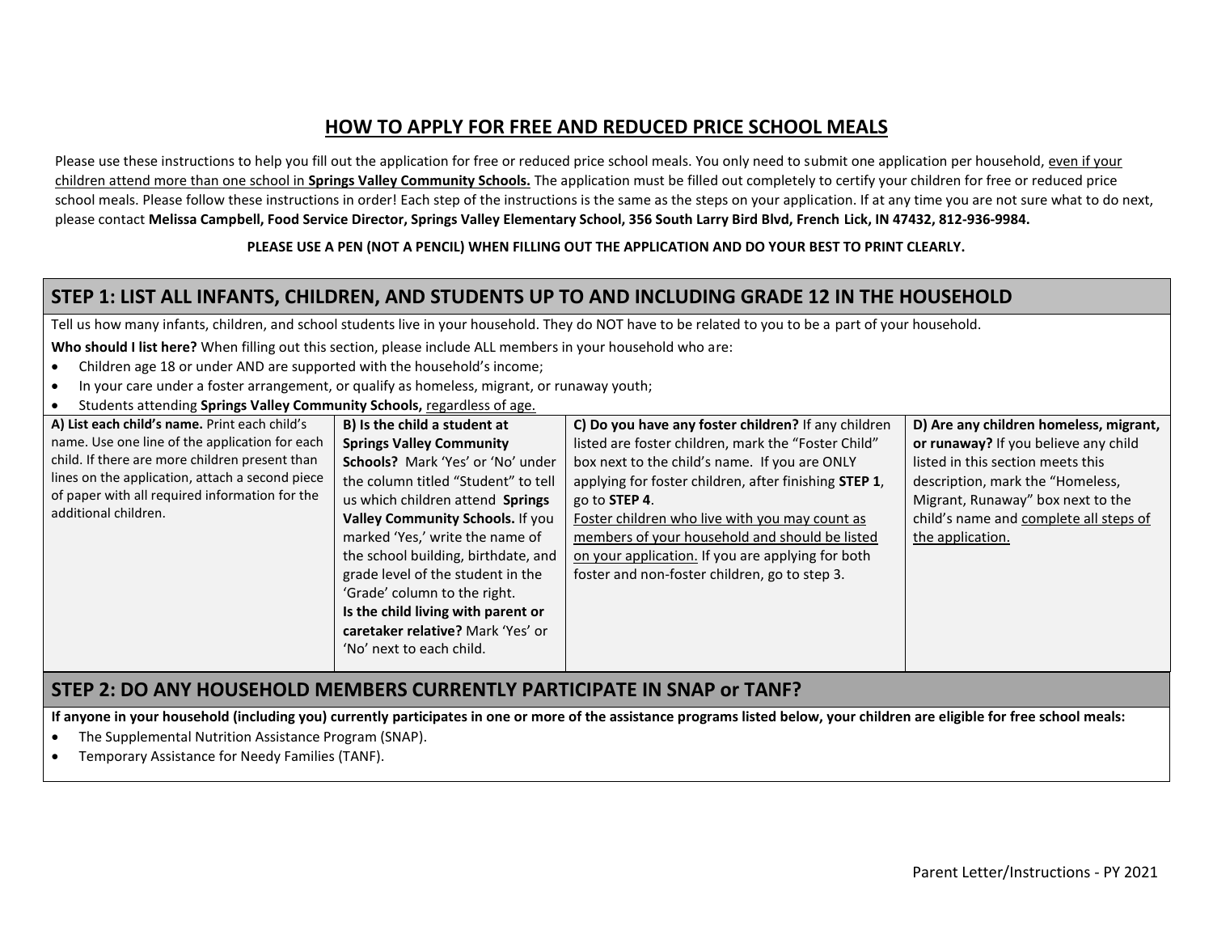# HOW TO APPLY FOR FREE AND REDUCED PRICE SCHOOL MEALS

Please use these instructions to help you fill out the application for free or reduced price school meals. You only need to submit one application per household, even if your children attend more than one school in **Springs Valley Community Schools.** The application must be filled out completely to certify your children for free or reduced price school meals. Please follow these instructions in order! Each step of the instructions is the same as the steps on your application. If at any time you are not sure what to do next, please contact **Melissa Campbell, Food Service Director, Springs Valley Elementary School, 356 South Larry Bird Blvd, French Lick, IN 47432, 812-936-9984.**

**PLEASE USE A PEN (NOT A PENCIL) WHEN FILLING OUT THE APPLICATION AND DO YOUR BEST TO PRINT CLEARLY.**

## STEP 1: LIST ALL INFANTS, CHILDREN, AND STUDENTS UP TO AND INCLUDING GRADE 12 IN THE HOUSEHOLD

Tell us how many infants, children, and school students live in your household. They do NOT have to be related to you to be a part of your household.

**Who should I list here?** When filling out this section, please include ALL members in your household who are:

- Children age 18 or under AND are supported with the household's income;
- In your care under a foster arrangement, or qualify as homeless, migrant, or runaway youth;
- Students attending **Springs Valley Community Schools,** regardless of age.

| A) List each child's name. | B) Is the child a student at Springs Valley Community Schools? | C) Do you have any foster children? | D) Are any children homeless, migrant, or runaway? |
|---|---|---|---|
| Print each child's name. Use one line of the application for each child. If there are more children present than lines on the application, attach a second piece of paper with all required information for the additional children. | Mark 'Yes' or 'No' under the column titled "Student" to tell us which children attend **Springs Valley Community Schools.** If you marked 'Yes,' write the name of the school building, birthdate, and grade level of the student in the 'Grade' column to the right. **Is the child living with parent or caretaker relative?** Mark 'Yes' or 'No' next to each child. | If any children listed are foster children, mark the "Foster Child" box next to the child's name. If you are ONLY applying for foster children, after finishing **STEP 1**, go to **STEP 4**. Foster children who live with you may count as members of your household and should be listed on your application. If you are applying for both foster and non-foster children, go to step 3. | If you believe any child listed in this section meets this description, mark the "Homeless, Migrant, Runaway" box next to the child's name and complete all steps of the application. |

## STEP 2: DO ANY HOUSEHOLD MEMBERS CURRENTLY PARTICIPATE IN SNAP or TANF?

**If anyone in your household (including you) currently participates in one or more of the assistance programs listed below, your children are eligible for free school meals:**

- The Supplemental Nutrition Assistance Program (SNAP).
- Temporary Assistance for Needy Families (TANF).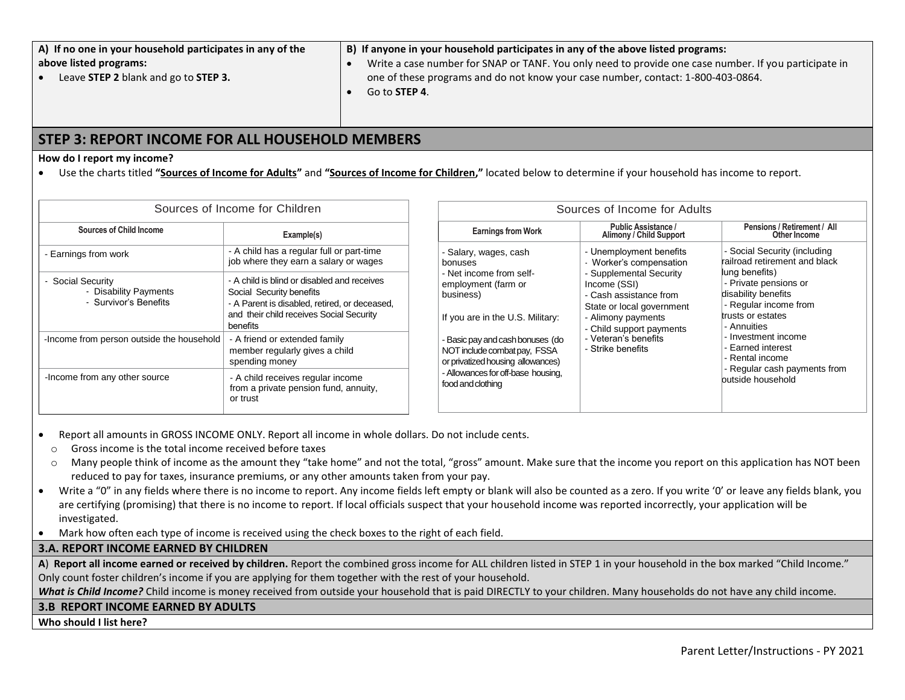| A) If no one in your household participates in any of the above listed programs: | B) If anyone in your household participates in any of the above listed programs: |
|---|---|
| • Leave **STEP 2** blank and go to **STEP 3.** | • Write a case number for SNAP or TANF. You only need to provide one case number. If you participate in one of these programs and do not know your case number, contact: 1-800-403-0864.<br>• Go to **STEP 4**. |

## STEP 3: REPORT INCOME FOR ALL HOUSEHOLD MEMBERS

**How do I report my income?**

- Use the charts titled **"Sources of Income for Adults"** and **"Sources of Income for Children,"** located below to determine if your household has income to report.

| Sources of Income for Children | |
|---|---|
| **Sources of Child Income** | **Example(s)** |
| - Earnings from work | - A child has a regular full or part-time job where they earn a salary or wages |
| - Social Security<br>- Disability Payments<br>- Survivor's Benefits | - A child is blind or disabled and receives Social Security benefits<br>- A Parent is disabled, retired, or deceased, and their child receives Social Security benefits |
| -Income from person outside the household | - A friend or extended family member regularly gives a child spending money |
| -Income from any other source | - A child receives regular income from a private pension fund, annuity, or trust |

| Sources of Income for Adults | | |
|---|---|---|
| **Earnings from Work** | **Public Assistance / Alimony / Child Support** | **Pensions / Retirement / All Other Income** |
| - Salary, wages, cash bonuses<br>- Net income from self-employment (farm or business)<br><br>If you are in the U.S. Military:<br><br>- Basic pay and cash bonuses (do NOT include combat pay, FSSA or privatized housing allowances)<br>- Allowances for off-base housing, food and clothing | - Unemployment benefits<br>- Worker's compensation<br>- Supplemental Security Income (SSI)<br>- Cash assistance from State or local government<br>- Alimony payments<br>- Child support payments<br>- Veteran's benefits<br>- Strike benefits | - Social Security (including railroad retirement and black lung benefits)<br>- Private pensions or disability benefits<br>- Regular income from trusts or estates<br>- Annuities<br>- Investment income<br>- Earned interest<br>- Rental income<br>- Regular cash payments from outside household |

- Report all amounts in GROSS INCOME ONLY. Report all income in whole dollars. Do not include cents.
  - Gross income is the total income received before taxes
  - Many people think of income as the amount they "take home" and not the total, "gross" amount. Make sure that the income you report on this application has NOT been reduced to pay for taxes, insurance premiums, or any other amounts taken from your pay.
- Write a "0" in any fields where there is no income to report. Any income fields left empty or blank will also be counted as a zero. If you write '0' or leave any fields blank, you are certifying (promising) that there is no income to report. If local officials suspect that your household income was reported incorrectly, your application will be investigated.
- Mark how often each type of income is received using the check boxes to the right of each field.

### 3.A. REPORT INCOME EARNED BY CHILDREN

**A**) **Report all income earned or received by children.** Report the combined gross income for ALL children listed in STEP 1 in your household in the box marked "Child Income." Only count foster children's income if you are applying for them together with the rest of your household.

***What is Child Income?*** Child income is money received from outside your household that is paid DIRECTLY to your children. Many households do not have any child income.

### 3.B REPORT INCOME EARNED BY ADULTS

**Who should I list here?**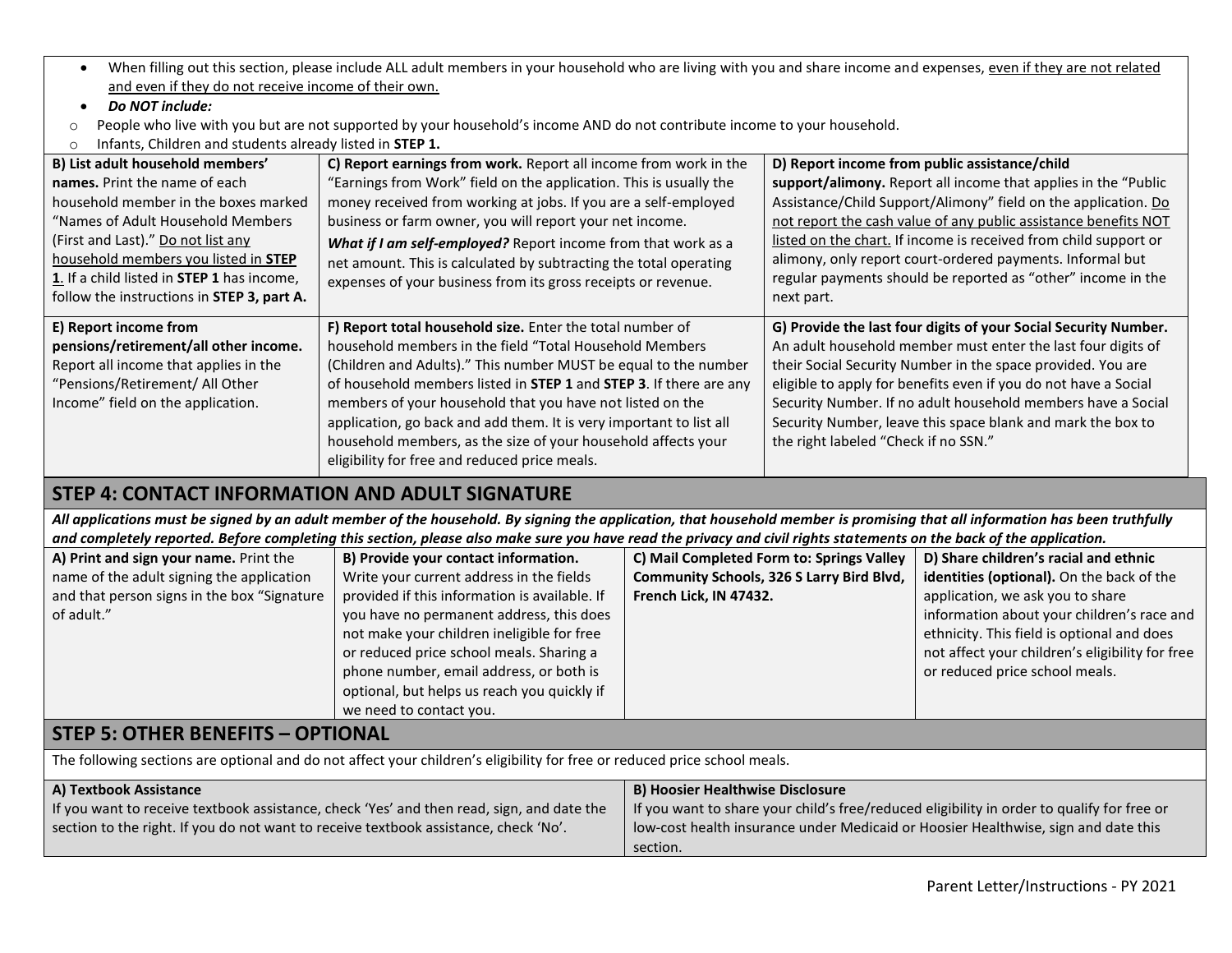- When filling out this section, please include ALL adult members in your household who are living with you and share income and expenses, <u>even if they are not related and even if they do not receive income of their own.</u>
- ***Do NOT include:***
  - People who live with you but are not supported by your household's income AND do not contribute income to your household.
  - Infants, Children and students already listed in **STEP 1.**

| | | |
|---|---|---|
| **B) List adult household members' names.** Print the name of each household member in the boxes marked "Names of Adult Household Members (First and Last)." <u>Do not list any household members you listed in</u> **<u>STEP 1</u>**. If a child listed in **STEP 1** has income, follow the instructions in **STEP 3, part A.** | **C) Report earnings from work.** Report all income from work in the "Earnings from Work" field on the application. This is usually the money received from working at jobs. If you are a self-employed business or farm owner, you will report your net income. ***What if I am self-employed?*** Report income from that work as a net amount. This is calculated by subtracting the total operating expenses of your business from its gross receipts or revenue. | **D) Report income from public assistance/child support/alimony.** Report all income that applies in the "Public Assistance/Child Support/Alimony" field on the application. <u>Do not report the cash value of any public assistance benefits NOT listed on the chart.</u> If income is received from child support or alimony, only report court-ordered payments. Informal but regular payments should be reported as "other" income in the next part. |
| **E) Report income from pensions/retirement/all other income.** Report all income that applies in the "Pensions/Retirement/ All Other Income" field on the application. | **F) Report total household size.** Enter the total number of household members in the field "Total Household Members (Children and Adults)." This number MUST be equal to the number of household members listed in **STEP 1** and **STEP 3**. If there are any members of your household that you have not listed on the application, go back and add them. It is very important to list all household members, as the size of your household affects your eligibility for free and reduced price meals. | **G) Provide the last four digits of your Social Security Number.** An adult household member must enter the last four digits of their Social Security Number in the space provided. You are eligible to apply for benefits even if you do not have a Social Security Number. If no adult household members have a Social Security Number, leave this space blank and mark the box to the right labeled "Check if no SSN." |

## STEP 4: CONTACT INFORMATION AND ADULT SIGNATURE

***All applications must be signed by an adult member of the household. By signing the application, that household member is promising that all information has been truthfully and completely reported. Before completing this section, please also make sure you have read the privacy and civil rights statements on the back of the application.***

| | | | |
|---|---|---|---|
| **A) Print and sign your name.** Print the name of the adult signing the application and that person signs in the box "Signature of adult." | **B) Provide your contact information.** Write your current address in the fields provided if this information is available. If you have no permanent address, this does not make your children ineligible for free or reduced price school meals. Sharing a phone number, email address, or both is optional, but helps us reach you quickly if we need to contact you. | **C) Mail Completed Form to: Springs Valley Community Schools, 326 S Larry Bird Blvd, French Lick, IN 47432.** | **D) Share children's racial and ethnic identities (optional).** On the back of the application, we ask you to share information about your children's race and ethnicity. This field is optional and does not affect your children's eligibility for free or reduced price school meals. |

## STEP 5: OTHER BENEFITS – OPTIONAL

The following sections are optional and do not affect your children's eligibility for free or reduced price school meals.

| | |
|---|---|
| **A) Textbook Assistance** If you want to receive textbook assistance, check 'Yes' and then read, sign, and date the section to the right. If you do not want to receive textbook assistance, check 'No'. | **B) Hoosier Healthwise Disclosure** If you want to share your child's free/reduced eligibility in order to qualify for free or low-cost health insurance under Medicaid or Hoosier Healthwise, sign and date this section. |

Parent Letter/Instructions - PY 2021